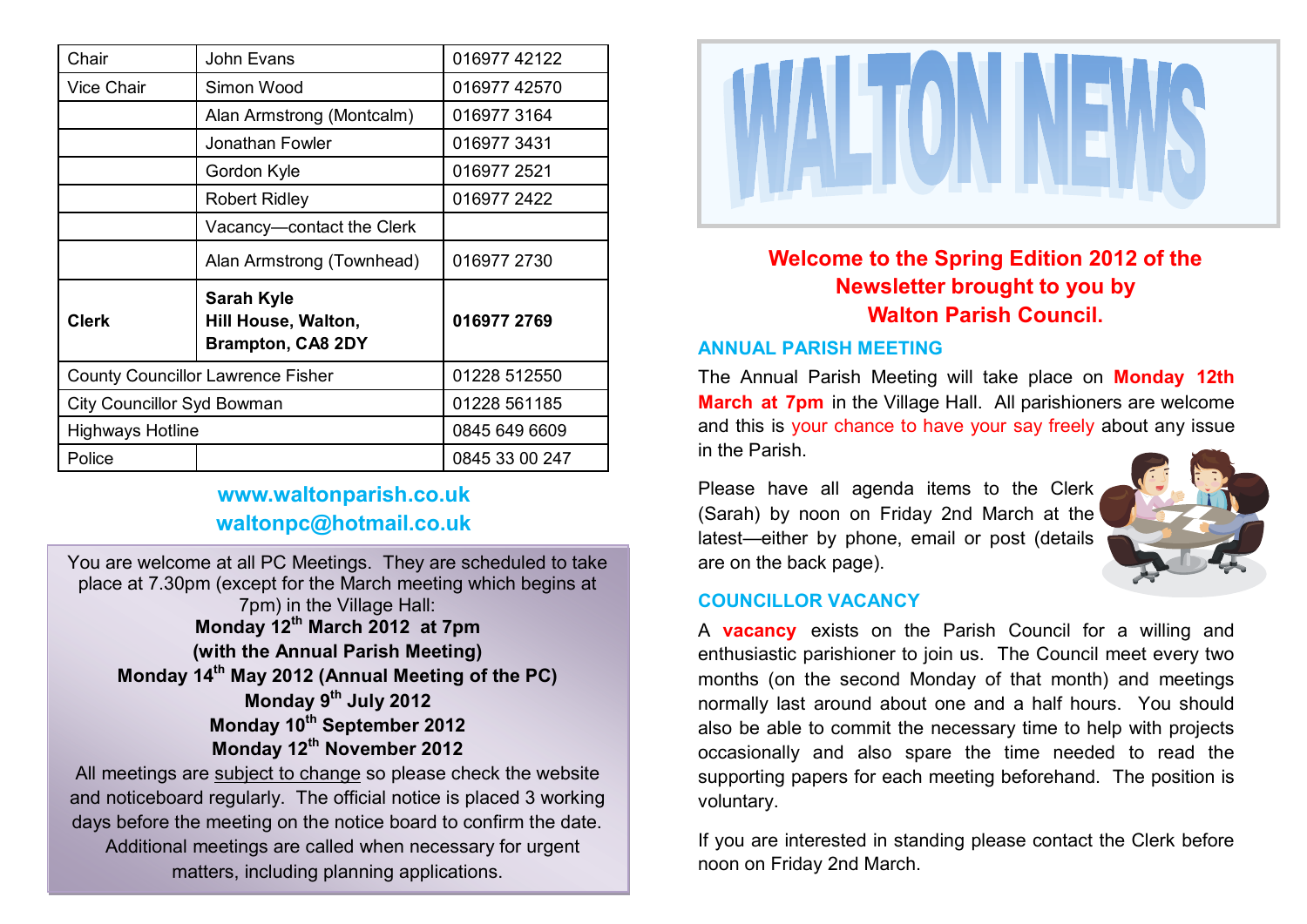| Chair | John Evans | 016977 42122 |
|---|---|---|
| Vice Chair | Simon Wood | 016977 42570 |
| | Alan Armstrong (Montcalm) | 016977 3164 |
| | Jonathan Fowler | 016977 3431 |
| | Gordon Kyle | 016977 2521 |
| | Robert Ridley | 016977 2422 |
| | Vacancy—contact the Clerk | |
| | Alan Armstrong (Townhead) | 016977 2730 |
| **Clerk** | **Sarah Kyle Hill House, Walton, Brampton, CA8 2DY** | **016977 2769** |
| County Councillor Lawrence Fisher | | 01228 512550 |
| City Councillor Syd Bowman | | 01228 561185 |
| Highways Hotline | | 0845 649 6609 |
| Police | | 0845 33 00 247 |

**www.waltonparish.co.uk**
**waltonpc@hotmail.co.uk**

You are welcome at all PC Meetings. They are scheduled to take place at 7.30pm (except for the March meeting which begins at 7pm) in the Village Hall:

**Monday 12th March 2012 at 7pm**
**(with the Annual Parish Meeting)**
**Monday 14th May 2012 (Annual Meeting of the PC)**
**Monday 9th July 2012**
**Monday 10th September 2012**
**Monday 12th November 2012**

All meetings are subject to change so please check the website and noticeboard regularly. The official notice is placed 3 working days before the meeting on the notice board to confirm the date. Additional meetings are called when necessary for urgent matters, including planning applications.

# WALTON NEWS

## Welcome to the Spring Edition 2012 of the Newsletter brought to you by Walton Parish Council.

### ANNUAL PARISH MEETING

The Annual Parish Meeting will take place on **Monday 12th March at 7pm** in the Village Hall. All parishioners are welcome and this is your chance to have your say freely about any issue in the Parish.

Please have all agenda items to the Clerk (Sarah) by noon on Friday 2nd March at the latest—either by phone, email or post (details are on the back page).

### COUNCILLOR VACANCY

A **vacancy** exists on the Parish Council for a willing and enthusiastic parishioner to join us. The Council meet every two months (on the second Monday of that month) and meetings normally last around about one and a half hours. You should also be able to commit the necessary time to help with projects occasionally and also spare the time needed to read the supporting papers for each meeting beforehand. The position is voluntary.

If you are interested in standing please contact the Clerk before noon on Friday 2nd March.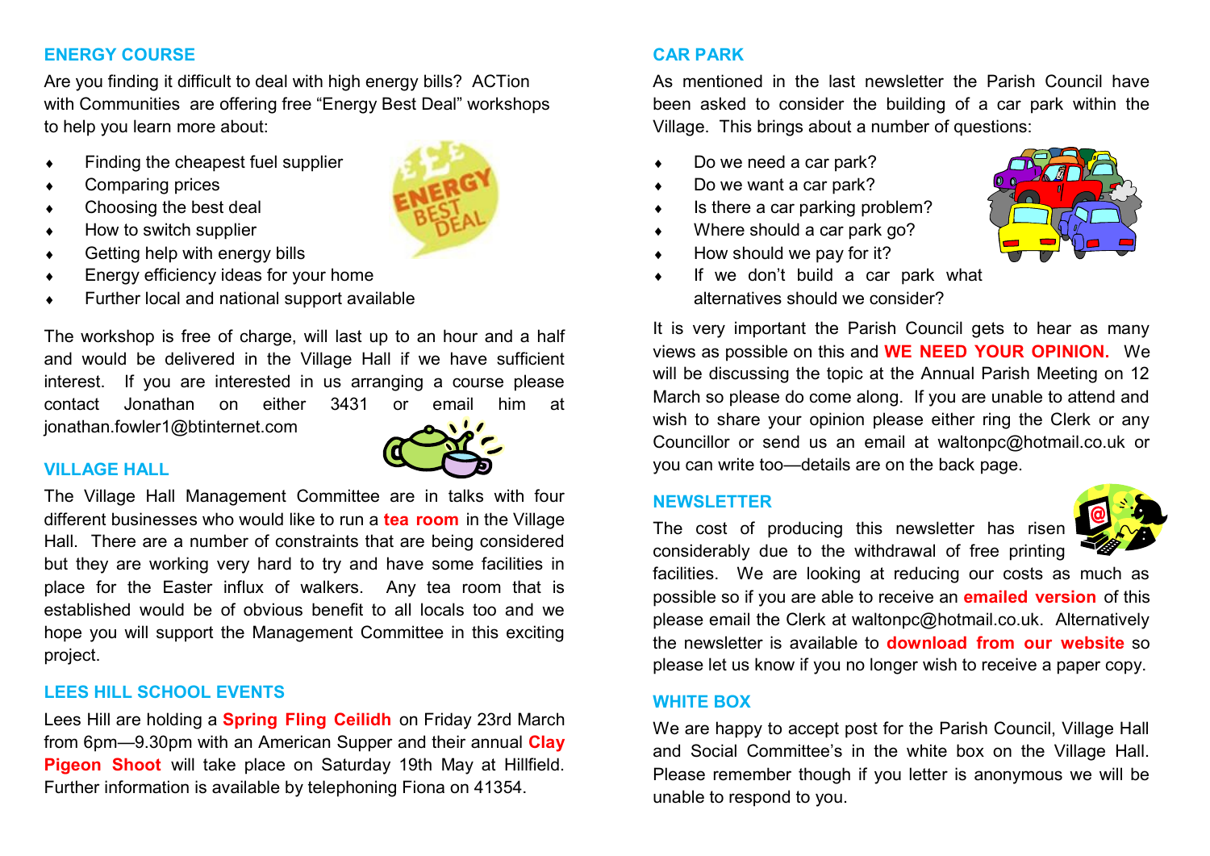## ENERGY COURSE

Are you finding it difficult to deal with high energy bills? ACTion with Communities are offering free "Energy Best Deal" workshops to help you learn more about:

- Finding the cheapest fuel supplier
- Comparing prices
- Choosing the best deal
- How to switch supplier
- Getting help with energy bills
- Energy efficiency ideas for your home
- Further local and national support available

The workshop is free of charge, will last up to an hour and a half and would be delivered in the Village Hall if we have sufficient interest. If you are interested in us arranging a course please contact Jonathan on either 3431 or email him at jonathan.fowler1@btinternet.com

## VILLAGE HALL

The Village Hall Management Committee are in talks with four different businesses who would like to run a **tea room** in the Village Hall. There are a number of constraints that are being considered but they are working very hard to try and have some facilities in place for the Easter influx of walkers. Any tea room that is established would be of obvious benefit to all locals too and we hope you will support the Management Committee in this exciting project.

## LEES HILL SCHOOL EVENTS

Lees Hill are holding a **Spring Fling Ceilidh** on Friday 23rd March from 6pm—9.30pm with an American Supper and their annual **Clay Pigeon Shoot** will take place on Saturday 19th May at Hillfield. Further information is available by telephoning Fiona on 41354.

## CAR PARK

As mentioned in the last newsletter the Parish Council have been asked to consider the building of a car park within the Village. This brings about a number of questions:

- Do we need a car park?
- Do we want a car park?
- Is there a car parking problem?
- Where should a car park go?
- How should we pay for it?
- If we don't build a car park what alternatives should we consider?

It is very important the Parish Council gets to hear as many views as possible on this and **WE NEED YOUR OPINION.** We will be discussing the topic at the Annual Parish Meeting on 12 March so please do come along. If you are unable to attend and wish to share your opinion please either ring the Clerk or any Councillor or send us an email at waltonpc@hotmail.co.uk or you can write too—details are on the back page.

## NEWSLETTER

The cost of producing this newsletter has risen considerably due to the withdrawal of free printing facilities. We are looking at reducing our costs as much as possible so if you are able to receive an **emailed version** of this please email the Clerk at waltonpc@hotmail.co.uk. Alternatively the newsletter is available to **download from our website** so please let us know if you no longer wish to receive a paper copy.

## WHITE BOX

We are happy to accept post for the Parish Council, Village Hall and Social Committee's in the white box on the Village Hall. Please remember though if you letter is anonymous we will be unable to respond to you.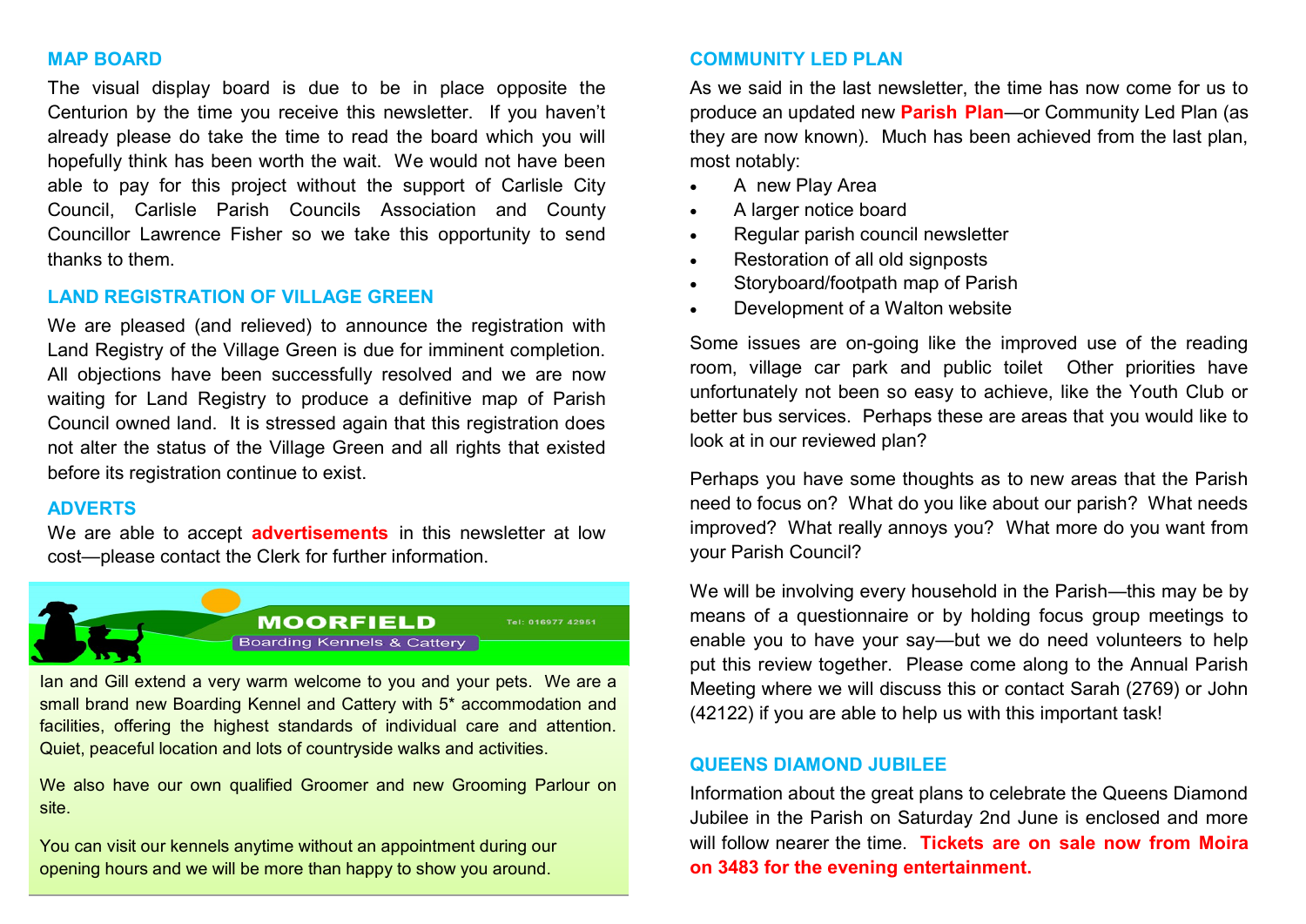## MAP BOARD

The visual display board is due to be in place opposite the Centurion by the time you receive this newsletter. If you haven't already please do take the time to read the board which you will hopefully think has been worth the wait. We would not have been able to pay for this project without the support of Carlisle City Council, Carlisle Parish Councils Association and County Councillor Lawrence Fisher so we take this opportunity to send thanks to them.

## LAND REGISTRATION OF VILLAGE GREEN

We are pleased (and relieved) to announce the registration with Land Registry of the Village Green is due for imminent completion. All objections have been successfully resolved and we are now waiting for Land Registry to produce a definitive map of Parish Council owned land. It is stressed again that this registration does not alter the status of the Village Green and all rights that existed before its registration continue to exist.

## ADVERTS

We are able to accept **advertisements** in this newsletter at low cost—please contact the Clerk for further information.

**MOORFIELD**
Boarding Kennels & Cattery
Tel: 016977 42951

Ian and Gill extend a very warm welcome to you and your pets. We are a small brand new Boarding Kennel and Cattery with 5* accommodation and facilities, offering the highest standards of individual care and attention. Quiet, peaceful location and lots of countryside walks and activities.

We also have our own qualified Groomer and new Grooming Parlour on site.

You can visit our kennels anytime without an appointment during our opening hours and we will be more than happy to show you around.

## COMMUNITY LED PLAN

As we said in the last newsletter, the time has now come for us to produce an updated new **Parish Plan**—or Community Led Plan (as they are now known). Much has been achieved from the last plan, most notably:

- A new Play Area
- A larger notice board
- Regular parish council newsletter
- Restoration of all old signposts
- Storyboard/footpath map of Parish
- Development of a Walton website

Some issues are on-going like the improved use of the reading room, village car park and public toilet Other priorities have unfortunately not been so easy to achieve, like the Youth Club or better bus services. Perhaps these are areas that you would like to look at in our reviewed plan?

Perhaps you have some thoughts as to new areas that the Parish need to focus on? What do you like about our parish? What needs improved? What really annoys you? What more do you want from your Parish Council?

We will be involving every household in the Parish—this may be by means of a questionnaire or by holding focus group meetings to enable you to have your say—but we do need volunteers to help put this review together. Please come along to the Annual Parish Meeting where we will discuss this or contact Sarah (2769) or John (42122) if you are able to help us with this important task!

## QUEENS DIAMOND JUBILEE

Information about the great plans to celebrate the Queens Diamond Jubilee in the Parish on Saturday 2nd June is enclosed and more will follow nearer the time. **Tickets are on sale now from Moira on 3483 for the evening entertainment.**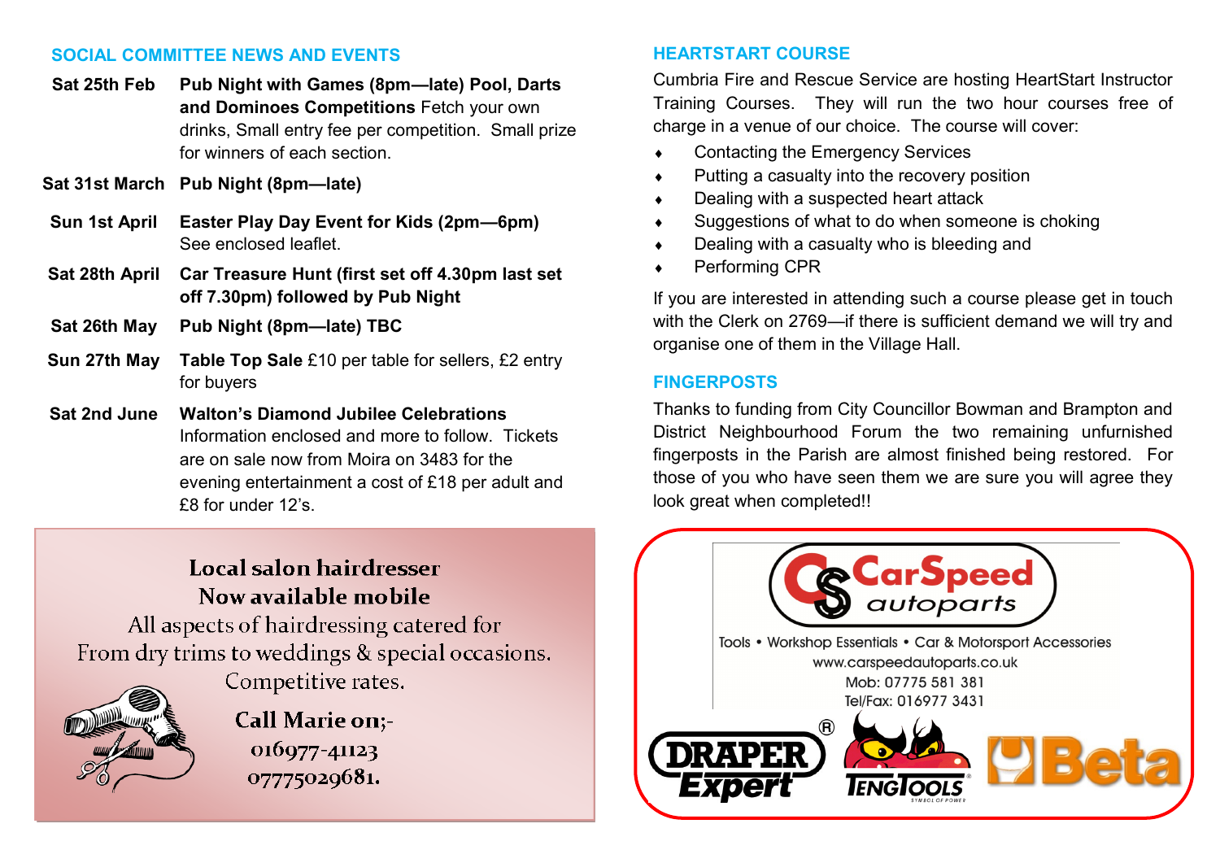## SOCIAL COMMITTEE NEWS AND EVENTS

**Sat 25th Feb** — **Pub Night with Games (8pm—late) Pool, Darts and Dominoes Competitions** Fetch your own drinks, Small entry fee per competition. Small prize for winners of each section.

**Sat 31st March** — **Pub Night (8pm—late)**

**Sun 1st April** — **Easter Play Day Event for Kids (2pm—6pm)** See enclosed leaflet.

**Sat 28th April** — **Car Treasure Hunt (first set off 4.30pm last set off 7.30pm) followed by Pub Night**

**Sat 26th May** — **Pub Night (8pm—late) TBC**

**Sun 27th May** — **Table Top Sale** £10 per table for sellers, £2 entry for buyers

**Sat 2nd June** — **Walton's Diamond Jubilee Celebrations** Information enclosed and more to follow. Tickets are on sale now from Moira on 3483 for the evening entertainment a cost of £18 per adult and £8 for under 12's.

**Local salon hairdresser**
**Now available mobile**
All aspects of hairdressing catered for
From dry trims to weddings & special occasions.
Competitive rates.

**Call Marie on;-**
**016977-41123**
**07775029681.**

## HEARTSTART COURSE

Cumbria Fire and Rescue Service are hosting HeartStart Instructor Training Courses. They will run the two hour courses free of charge in a venue of our choice. The course will cover:

- Contacting the Emergency Services
- Putting a casualty into the recovery position
- Dealing with a suspected heart attack
- Suggestions of what to do when someone is choking
- Dealing with a casualty who is bleeding and
- Performing CPR

If you are interested in attending such a course please get in touch with the Clerk on 2769—if there is sufficient demand we will try and organise one of them in the Village Hall.

## FINGERPOSTS

Thanks to funding from City Councillor Bowman and Brampton and District Neighbourhood Forum the two remaining unfurnished fingerposts in the Parish are almost finished being restored. For those of you who have seen them we are sure you will agree they look great when completed!!

CarSpeed autoparts

Tools • Workshop Essentials • Car & Motorsport Accessories
www.carspeedautoparts.co.uk
Mob: 07775 581 381
Tel/Fax: 016977 3431

DRAPER Expert® TENGTOOLS Beta